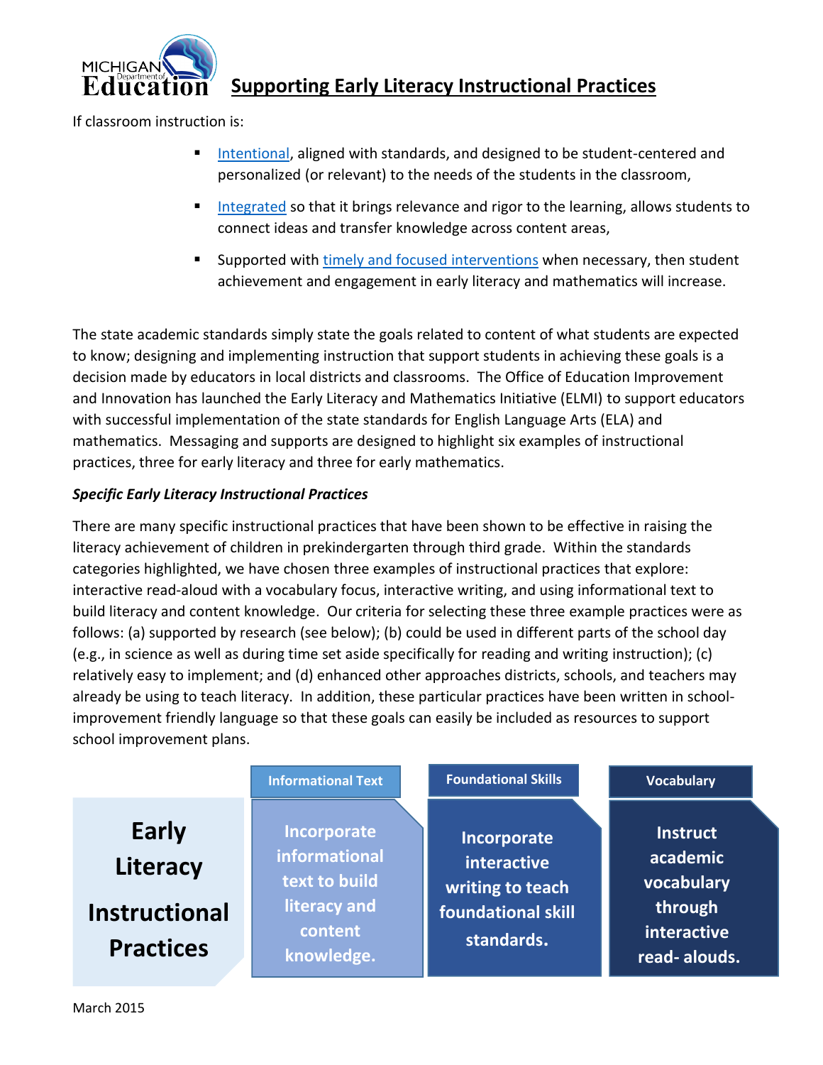# Supporting Early Literacy Instructional Practices

If classroom instruction is:

- Intentional, aligned with standards, and designed to be student-centered and personalized (or relevant) to the needs of the students in the classroom,
- Integrated so that it brings relevance and rigor to the learning, allows students to connect ideas and transfer knowledge across content areas,
- Supported with timely and focused interventions when necessary, then student achievement and engagement in early literacy and mathematics will increase.

The state academic standards simply state the goals related to content of what students are expected to know; designing and implementing instruction that support students in achieving these goals is a decision made by educators in local districts and classrooms. The Office of Education Improvement and Innovation has launched the Early Literacy and Mathematics Initiative (ELMI) to support educators with successful implementation of the state standards for English Language Arts (ELA) and mathematics. Messaging and supports are designed to highlight six examples of instructional practices, three for early literacy and three for early mathematics.

***Specific Early Literacy Instructional Practices***

There are many specific instructional practices that have been shown to be effective in raising the literacy achievement of children in prekindergarten through third grade. Within the standards categories highlighted, we have chosen three examples of instructional practices that explore: interactive read-aloud with a vocabulary focus, interactive writing, and using informational text to build literacy and content knowledge. Our criteria for selecting these three example practices were as follows: (a) supported by research (see below); (b) could be used in different parts of the school day (e.g., in science as well as during time set aside specifically for reading and writing instruction); (c) relatively easy to implement; and (d) enhanced other approaches districts, schools, and teachers may already be using to teach literacy. In addition, these particular practices have been written in school-improvement friendly language so that these goals can easily be included as resources to support school improvement plans.

| | Informational Text | Foundational Skills | Vocabulary |
|---|---|---|---|
| **Early Literacy Instructional Practices** | Incorporate informational text to build literacy and content knowledge. | Incorporate interactive writing to teach foundational skill standards. | Instruct academic vocabulary through interactive read- alouds. |

March 2015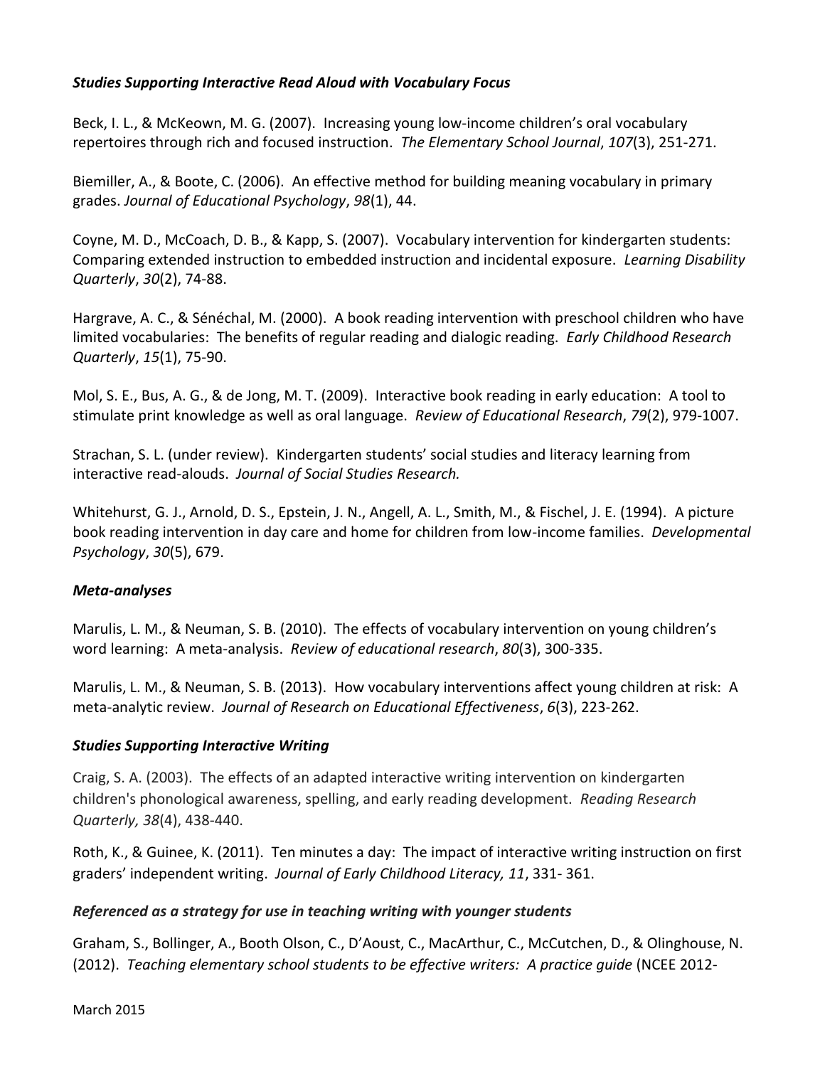***Studies Supporting Interactive Read Aloud with Vocabulary Focus***

Beck, I. L., & McKeown, M. G. (2007). Increasing young low-income children's oral vocabulary repertoires through rich and focused instruction. *The Elementary School Journal*, *107*(3), 251-271.

Biemiller, A., & Boote, C. (2006). An effective method for building meaning vocabulary in primary grades. *Journal of Educational Psychology*, *98*(1), 44.

Coyne, M. D., McCoach, D. B., & Kapp, S. (2007). Vocabulary intervention for kindergarten students: Comparing extended instruction to embedded instruction and incidental exposure. *Learning Disability Quarterly*, *30*(2), 74-88.

Hargrave, A. C., & Sénéchal, M. (2000). A book reading intervention with preschool children who have limited vocabularies: The benefits of regular reading and dialogic reading. *Early Childhood Research Quarterly*, *15*(1), 75-90.

Mol, S. E., Bus, A. G., & de Jong, M. T. (2009). Interactive book reading in early education: A tool to stimulate print knowledge as well as oral language. *Review of Educational Research*, *79*(2), 979-1007.

Strachan, S. L. (under review). Kindergarten students' social studies and literacy learning from interactive read-alouds. *Journal of Social Studies Research.*

Whitehurst, G. J., Arnold, D. S., Epstein, J. N., Angell, A. L., Smith, M., & Fischel, J. E. (1994). A picture book reading intervention in day care and home for children from low-income families. *Developmental Psychology*, *30*(5), 679.

***Meta-analyses***

Marulis, L. M., & Neuman, S. B. (2010). The effects of vocabulary intervention on young children's word learning: A meta-analysis. *Review of educational research*, *80*(3), 300-335.

Marulis, L. M., & Neuman, S. B. (2013). How vocabulary interventions affect young children at risk: A meta-analytic review. *Journal of Research on Educational Effectiveness*, *6*(3), 223-262.

***Studies Supporting Interactive Writing***

Craig, S. A. (2003). The effects of an adapted interactive writing intervention on kindergarten children's phonological awareness, spelling, and early reading development. *Reading Research Quarterly, 38*(4), 438-440.

Roth, K., & Guinee, K. (2011). Ten minutes a day: The impact of interactive writing instruction on first graders' independent writing. *Journal of Early Childhood Literacy, 11*, 331- 361.

***Referenced as a strategy for use in teaching writing with younger students***

Graham, S., Bollinger, A., Booth Olson, C., D'Aoust, C., MacArthur, C., McCutchen, D., & Olinghouse, N. (2012). *Teaching elementary school students to be effective writers: A practice guide* (NCEE 2012-

March 2015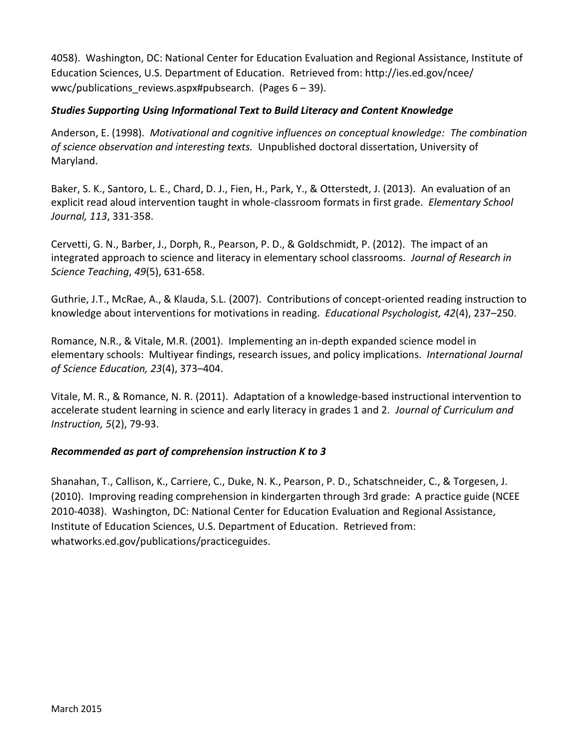4058). Washington, DC: National Center for Education Evaluation and Regional Assistance, Institute of Education Sciences, U.S. Department of Education. Retrieved from: http://ies.ed.gov/ncee/wwc/publications_reviews.aspx#pubsearch. (Pages 6 – 39).

***Studies Supporting Using Informational Text to Build Literacy and Content Knowledge***

Anderson, E. (1998). *Motivational and cognitive influences on conceptual knowledge: The combination of science observation and interesting texts.* Unpublished doctoral dissertation, University of Maryland.

Baker, S. K., Santoro, L. E., Chard, D. J., Fien, H., Park, Y., & Otterstedt, J. (2013). An evaluation of an explicit read aloud intervention taught in whole-classroom formats in first grade. *Elementary School Journal, 113*, 331-358.

Cervetti, G. N., Barber, J., Dorph, R., Pearson, P. D., & Goldschmidt, P. (2012). The impact of an integrated approach to science and literacy in elementary school classrooms. *Journal of Research in Science Teaching*, *49*(5), 631-658.

Guthrie, J.T., McRae, A., & Klauda, S.L. (2007). Contributions of concept-oriented reading instruction to knowledge about interventions for motivations in reading. *Educational Psychologist, 42*(4), 237–250.

Romance, N.R., & Vitale, M.R. (2001). Implementing an in-depth expanded science model in elementary schools: Multiyear findings, research issues, and policy implications. *International Journal of Science Education, 23*(4), 373–404.

Vitale, M. R., & Romance, N. R. (2011). Adaptation of a knowledge-based instructional intervention to accelerate student learning in science and early literacy in grades 1 and 2. *Journal of Curriculum and Instruction, 5*(2), 79-93.

***Recommended as part of comprehension instruction K to 3***

Shanahan, T., Callison, K., Carriere, C., Duke, N. K., Pearson, P. D., Schatschneider, C., & Torgesen, J. (2010). Improving reading comprehension in kindergarten through 3rd grade: A practice guide (NCEE 2010-4038). Washington, DC: National Center for Education Evaluation and Regional Assistance, Institute of Education Sciences, U.S. Department of Education. Retrieved from: whatworks.ed.gov/publications/practiceguides.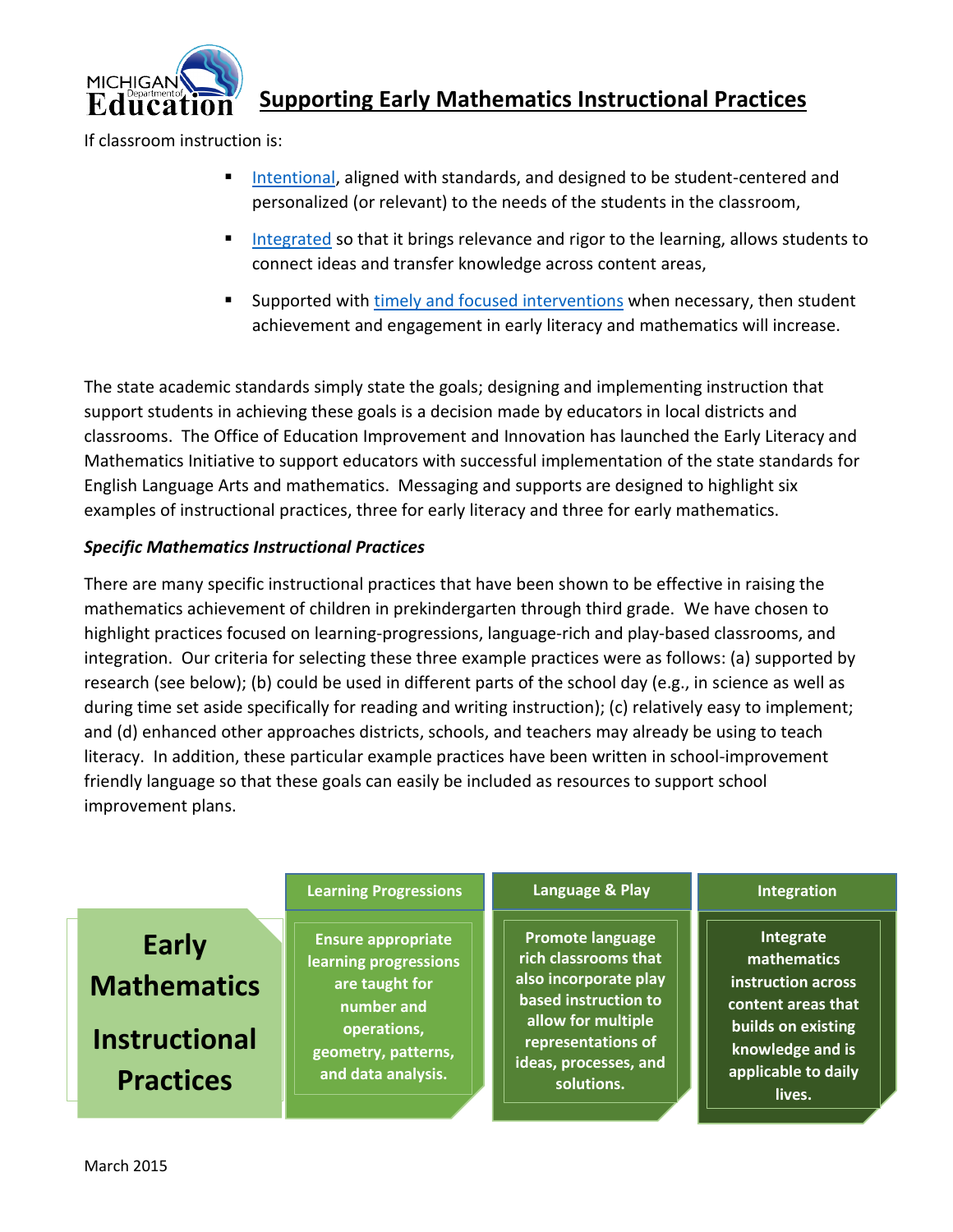# Supporting Early Mathematics Instructional Practices

If classroom instruction is:

- Intentional, aligned with standards, and designed to be student-centered and personalized (or relevant) to the needs of the students in the classroom,
- Integrated so that it brings relevance and rigor to the learning, allows students to connect ideas and transfer knowledge across content areas,
- Supported with timely and focused interventions when necessary, then student achievement and engagement in early literacy and mathematics will increase.

The state academic standards simply state the goals; designing and implementing instruction that support students in achieving these goals is a decision made by educators in local districts and classrooms. The Office of Education Improvement and Innovation has launched the Early Literacy and Mathematics Initiative to support educators with successful implementation of the state standards for English Language Arts and mathematics. Messaging and supports are designed to highlight six examples of instructional practices, three for early literacy and three for early mathematics.

***Specific Mathematics Instructional Practices***

There are many specific instructional practices that have been shown to be effective in raising the mathematics achievement of children in prekindergarten through third grade. We have chosen to highlight practices focused on learning-progressions, language-rich and play-based classrooms, and integration. Our criteria for selecting these three example practices were as follows: (a) supported by research (see below); (b) could be used in different parts of the school day (e.g., in science as well as during time set aside specifically for reading and writing instruction); (c) relatively easy to implement; and (d) enhanced other approaches districts, schools, and teachers may already be using to teach literacy. In addition, these particular example practices have been written in school-improvement friendly language so that these goals can easily be included as resources to support school improvement plans.

| | Learning Progressions | Language & Play | Integration |
|---|---|---|---|
| **Early Mathematics Instructional Practices** | Ensure appropriate learning progressions are taught for number and operations, geometry, patterns, and data analysis. | Promote language rich classrooms that also incorporate play based instruction to allow for multiple representations of ideas, processes, and solutions. | Integrate mathematics instruction across content areas that builds on existing knowledge and is applicable to daily lives. |

March 2015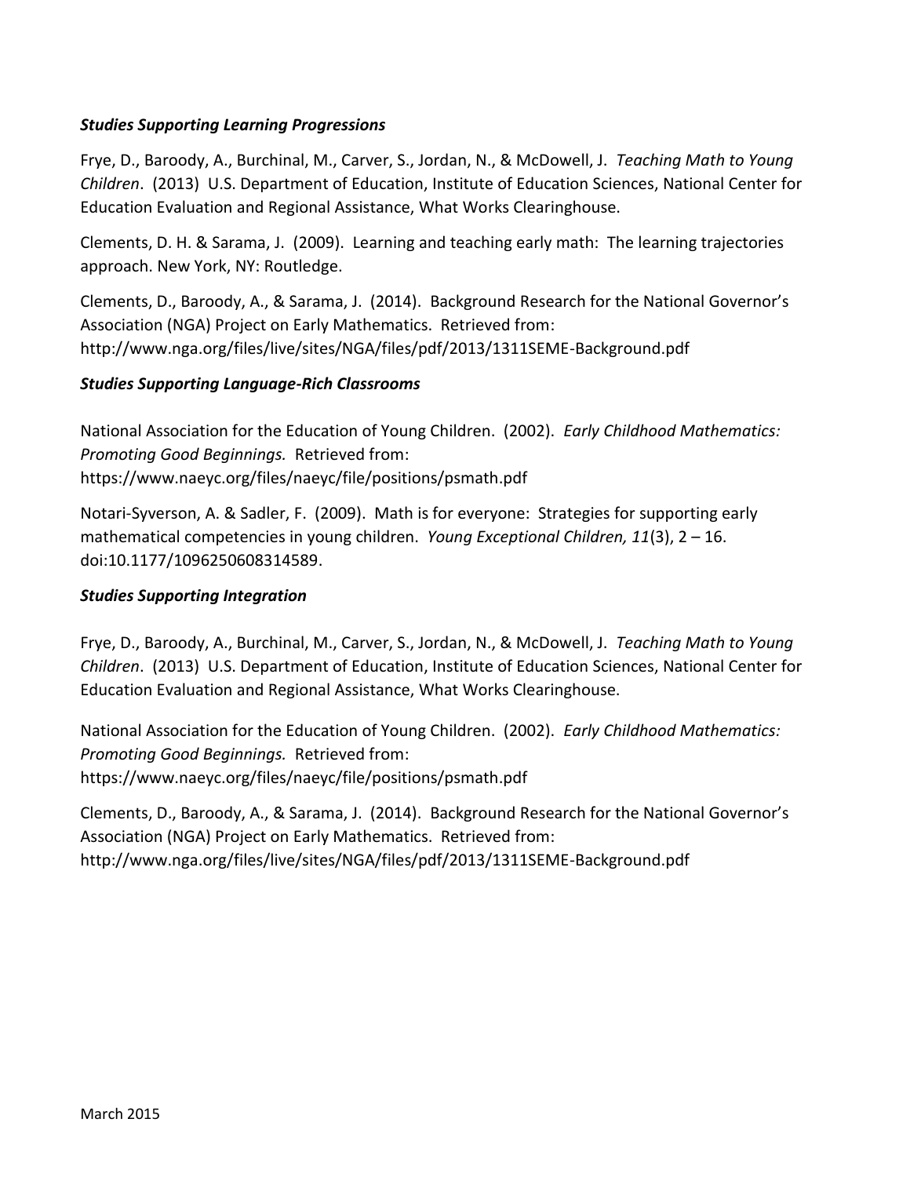### *Studies Supporting Learning Progressions*

Frye, D., Baroody, A., Burchinal, M., Carver, S., Jordan, N., & McDowell, J. *Teaching Math to Young Children*. (2013) U.S. Department of Education, Institute of Education Sciences, National Center for Education Evaluation and Regional Assistance, What Works Clearinghouse.

Clements, D. H. & Sarama, J. (2009). Learning and teaching early math: The learning trajectories approach. New York, NY: Routledge.

Clements, D., Baroody, A., & Sarama, J. (2014). Background Research for the National Governor's Association (NGA) Project on Early Mathematics. Retrieved from: http://www.nga.org/files/live/sites/NGA/files/pdf/2013/1311SEME-Background.pdf

### *Studies Supporting Language-Rich Classrooms*

National Association for the Education of Young Children. (2002). *Early Childhood Mathematics: Promoting Good Beginnings.* Retrieved from: https://www.naeyc.org/files/naeyc/file/positions/psmath.pdf

Notari-Syverson, A. & Sadler, F. (2009). Math is for everyone: Strategies for supporting early mathematical competencies in young children. *Young Exceptional Children, 11*(3), 2 – 16. doi:10.1177/1096250608314589.

### *Studies Supporting Integration*

Frye, D., Baroody, A., Burchinal, M., Carver, S., Jordan, N., & McDowell, J. *Teaching Math to Young Children*. (2013) U.S. Department of Education, Institute of Education Sciences, National Center for Education Evaluation and Regional Assistance, What Works Clearinghouse.

National Association for the Education of Young Children. (2002). *Early Childhood Mathematics: Promoting Good Beginnings.* Retrieved from: https://www.naeyc.org/files/naeyc/file/positions/psmath.pdf

Clements, D., Baroody, A., & Sarama, J. (2014). Background Research for the National Governor's Association (NGA) Project on Early Mathematics. Retrieved from: http://www.nga.org/files/live/sites/NGA/files/pdf/2013/1311SEME-Background.pdf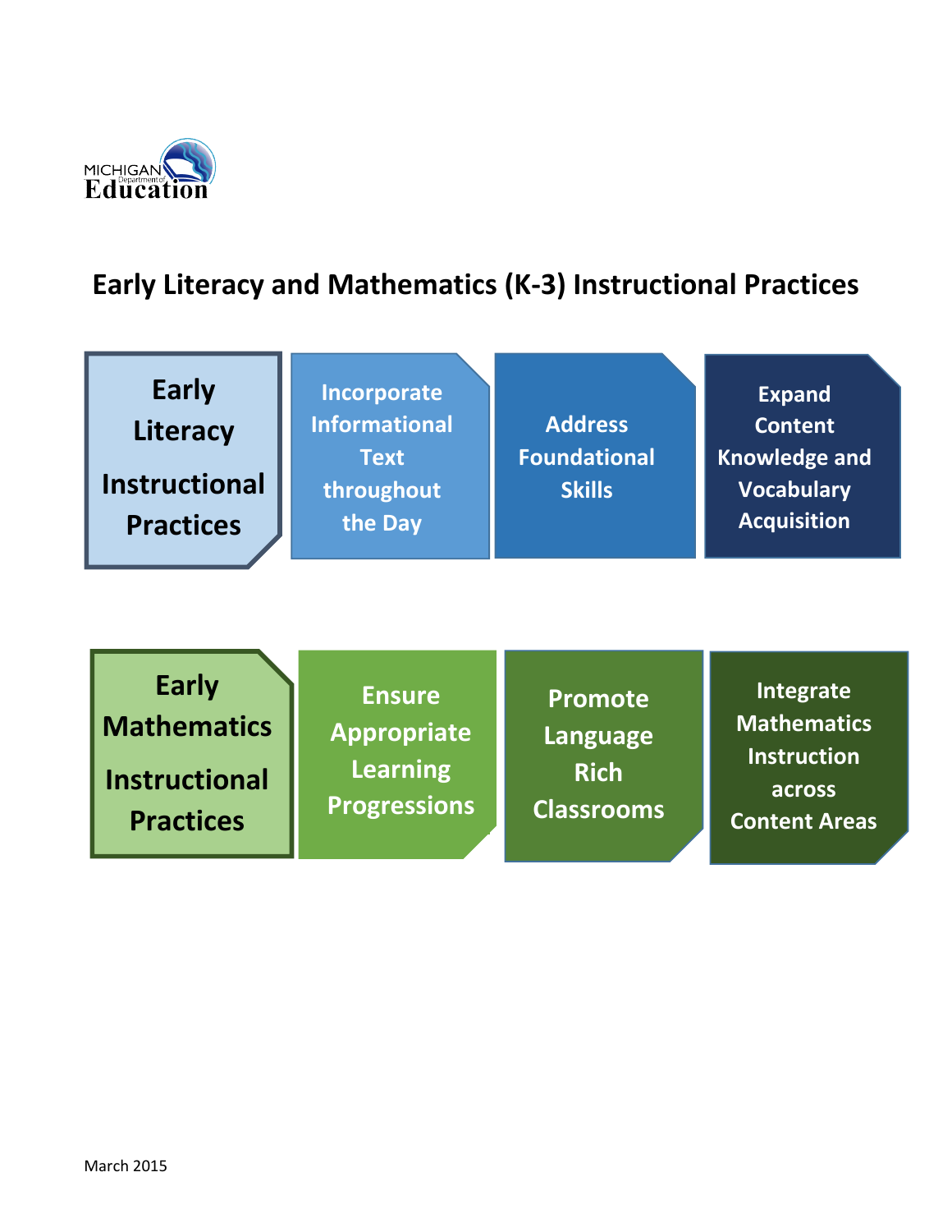MICHIGAN Department of Education

# Early Literacy and Mathematics (K-3) Instructional Practices

**Early Literacy Instructional Practices**

- Incorporate Informational Text throughout the Day
- Address Foundational Skills
- Expand Content Knowledge and Vocabulary Acquisition

**Early Mathematics Instructional Practices**

- Ensure Appropriate Learning Progressions
- Promote Language Rich Classrooms
- Integrate Mathematics Instruction across Content Areas

March 2015